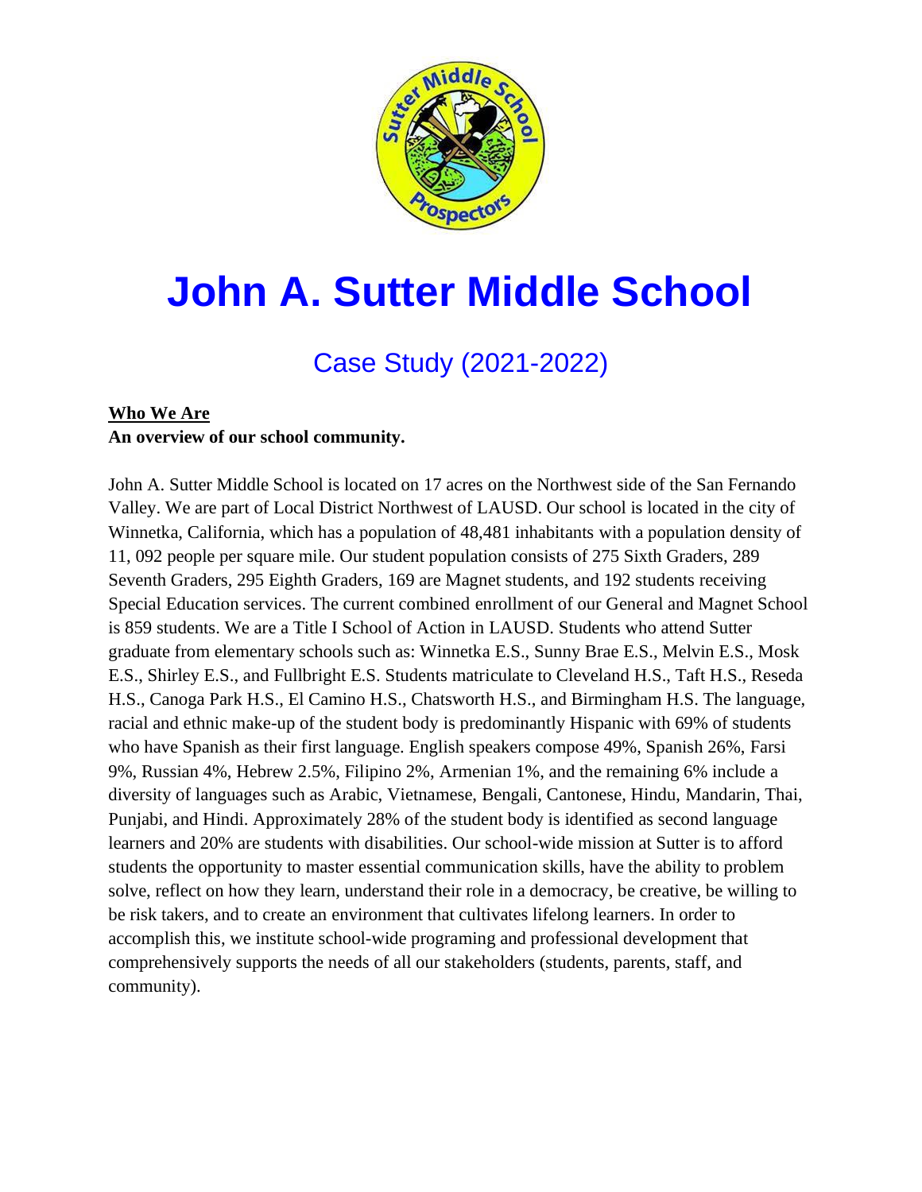# John A. Sutter Middle School

## Case Study (2021-2022)

**Who We Are**

**An overview of our school community.**

John A. Sutter Middle School is located on 17 acres on the Northwest side of the San Fernando Valley. We are part of Local District Northwest of LAUSD. Our school is located in the city of Winnetka, California, which has a population of 48,481 inhabitants with a population density of 11, 092 people per square mile. Our student population consists of 275 Sixth Graders, 289 Seventh Graders, 295 Eighth Graders, 169 are Magnet students, and 192 students receiving Special Education services. The current combined enrollment of our General and Magnet School is 859 students. We are a Title I School of Action in LAUSD. Students who attend Sutter graduate from elementary schools such as: Winnetka E.S., Sunny Brae E.S., Melvin E.S., Mosk E.S., Shirley E.S., and Fullbright E.S. Students matriculate to Cleveland H.S., Taft H.S., Reseda H.S., Canoga Park H.S., El Camino H.S., Chatsworth H.S., and Birmingham H.S. The language, racial and ethnic make-up of the student body is predominantly Hispanic with 69% of students who have Spanish as their first language. English speakers compose 49%, Spanish 26%, Farsi 9%, Russian 4%, Hebrew 2.5%, Filipino 2%, Armenian 1%, and the remaining 6% include a diversity of languages such as Arabic, Vietnamese, Bengali, Cantonese, Hindu, Mandarin, Thai, Punjabi, and Hindi. Approximately 28% of the student body is identified as second language learners and 20% are students with disabilities. Our school-wide mission at Sutter is to afford students the opportunity to master essential communication skills, have the ability to problem solve, reflect on how they learn, understand their role in a democracy, be creative, be willing to be risk takers, and to create an environment that cultivates lifelong learners. In order to accomplish this, we institute school-wide programing and professional development that comprehensively supports the needs of all our stakeholders (students, parents, staff, and community).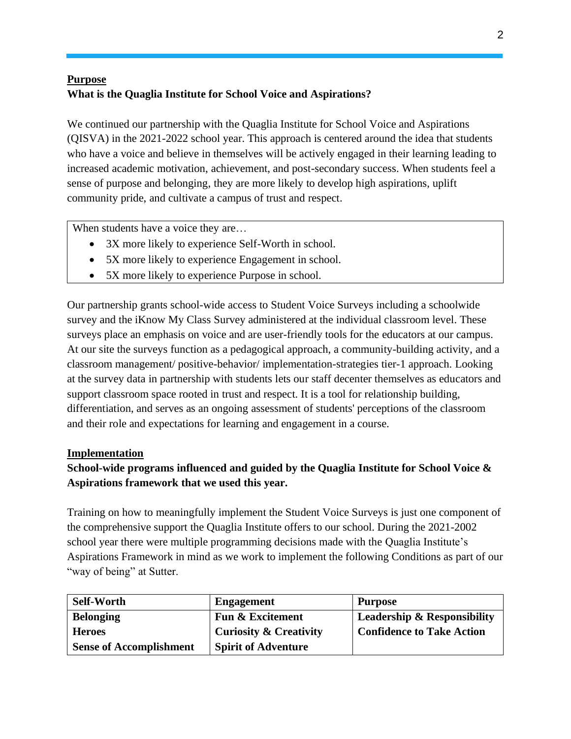**Purpose**

**What is the Quaglia Institute for School Voice and Aspirations?**

We continued our partnership with the Quaglia Institute for School Voice and Aspirations (QISVA) in the 2021-2022 school year. This approach is centered around the idea that students who have a voice and believe in themselves will be actively engaged in their learning leading to increased academic motivation, achievement, and post-secondary success. When students feel a sense of purpose and belonging, they are more likely to develop high aspirations, uplift community pride, and cultivate a campus of trust and respect.

When students have a voice they are…

- 3X more likely to experience Self-Worth in school.
- 5X more likely to experience Engagement in school.
- 5X more likely to experience Purpose in school.

Our partnership grants school-wide access to Student Voice Surveys including a schoolwide survey and the iKnow My Class Survey administered at the individual classroom level. These surveys place an emphasis on voice and are user-friendly tools for the educators at our campus. At our site the surveys function as a pedagogical approach, a community-building activity, and a classroom management/ positive-behavior/ implementation-strategies tier-1 approach. Looking at the survey data in partnership with students lets our staff decenter themselves as educators and support classroom space rooted in trust and respect. It is a tool for relationship building, differentiation, and serves as an ongoing assessment of students' perceptions of the classroom and their role and expectations for learning and engagement in a course.

**Implementation**

**School-wide programs influenced and guided by the Quaglia Institute for School Voice & Aspirations framework that we used this year.**

Training on how to meaningfully implement the Student Voice Surveys is just one component of the comprehensive support the Quaglia Institute offers to our school. During the 2021-2002 school year there were multiple programming decisions made with the Quaglia Institute's Aspirations Framework in mind as we work to implement the following Conditions as part of our "way of being" at Sutter.

| Self-Worth | Engagement | Purpose |
|---|---|---|
| Belonging | Fun & Excitement | Leadership & Responsibility |
| Heroes | Curiosity & Creativity | Confidence to Take Action |
| Sense of Accomplishment | Spirit of Adventure | |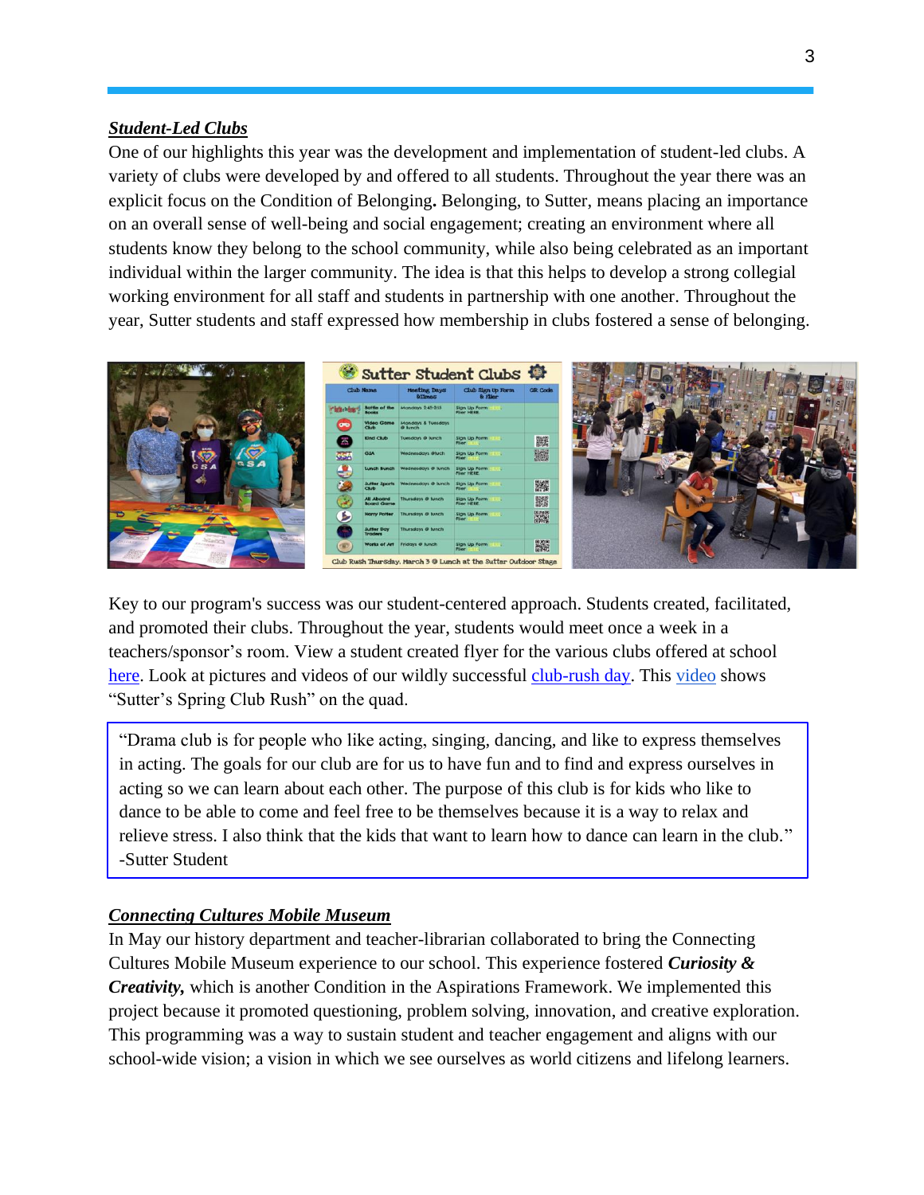***Student-Led Clubs***

One of our highlights this year was the development and implementation of student-led clubs. A variety of clubs were developed by and offered to all students. Throughout the year there was an explicit focus on the Condition of Belonging**.** Belonging, to Sutter, means placing an importance on an overall sense of well-being and social engagement; creating an environment where all students know they belong to the school community, while also being celebrated as an important individual within the larger community. The idea is that this helps to develop a strong collegial working environment for all staff and students in partnership with one another. Throughout the year, Sutter students and staff expressed how membership in clubs fostered a sense of belonging.

Key to our program's success was our student-centered approach. Students created, facilitated, and promoted their clubs. Throughout the year, students would meet once a week in a teachers/sponsor's room. View a student created flyer for the various clubs offered at school here. Look at pictures and videos of our wildly successful club-rush day. This video shows "Sutter's Spring Club Rush" on the quad.

> "Drama club is for people who like acting, singing, dancing, and like to express themselves in acting. The goals for our club are for us to have fun and to find and express ourselves in acting so we can learn about each other. The purpose of this club is for kids who like to dance to be able to come and feel free to be themselves because it is a way to relax and relieve stress. I also think that the kids that want to learn how to dance can learn in the club."
> -Sutter Student

***Connecting Cultures Mobile Museum***

In May our history department and teacher-librarian collaborated to bring the Connecting Cultures Mobile Museum experience to our school. This experience fostered ***Curiosity & Creativity,*** which is another Condition in the Aspirations Framework. We implemented this project because it promoted questioning, problem solving, innovation, and creative exploration. This programming was a way to sustain student and teacher engagement and aligns with our school-wide vision; a vision in which we see ourselves as world citizens and lifelong learners.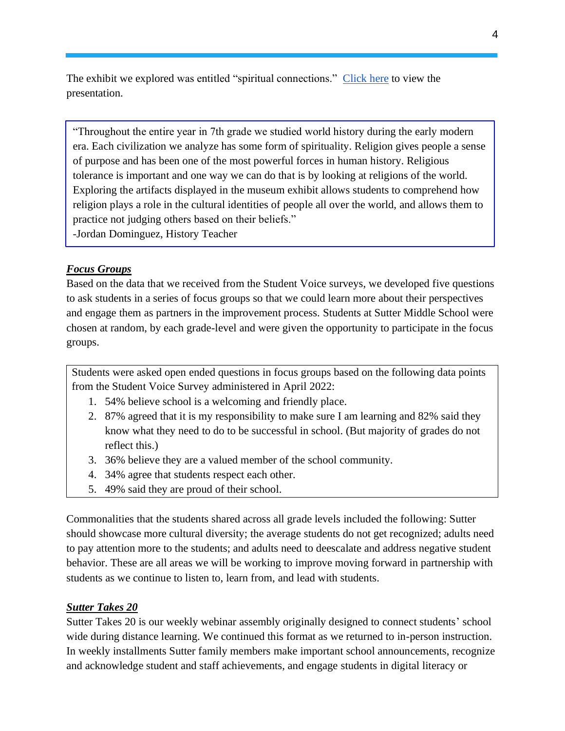The exhibit we explored was entitled "spiritual connections." [Click here]() to view the presentation.

> "Throughout the entire year in 7th grade we studied world history during the early modern era. Each civilization we analyze has some form of spirituality. Religion gives people a sense of purpose and has been one of the most powerful forces in human history. Religious tolerance is important and one way we can do that is by looking at religions of the world. Exploring the artifacts displayed in the museum exhibit allows students to comprehend how religion plays a role in the cultural identities of people all over the world, and allows them to practice not judging others based on their beliefs."
> -Jordan Dominguez, History Teacher

***Focus Groups***

Based on the data that we received from the Student Voice surveys, we developed five questions to ask students in a series of focus groups so that we could learn more about their perspectives and engage them as partners in the improvement process. Students at Sutter Middle School were chosen at random, by each grade-level and were given the opportunity to participate in the focus groups.

Students were asked open ended questions in focus groups based on the following data points from the Student Voice Survey administered in April 2022:

1. 54% believe school is a welcoming and friendly place.
2. 87% agreed that it is my responsibility to make sure I am learning and 82% said they know what they need to do to be successful in school. (But majority of grades do not reflect this.)
3. 36% believe they are a valued member of the school community.
4. 34% agree that students respect each other.
5. 49% said they are proud of their school.

Commonalities that the students shared across all grade levels included the following: Sutter should showcase more cultural diversity; the average students do not get recognized; adults need to pay attention more to the students; and adults need to deescalate and address negative student behavior. These are all areas we will be working to improve moving forward in partnership with students as we continue to listen to, learn from, and lead with students.

***Sutter Takes 20***

Sutter Takes 20 is our weekly webinar assembly originally designed to connect students' school wide during distance learning. We continued this format as we returned to in-person instruction. In weekly installments Sutter family members make important school announcements, recognize and acknowledge student and staff achievements, and engage students in digital literacy or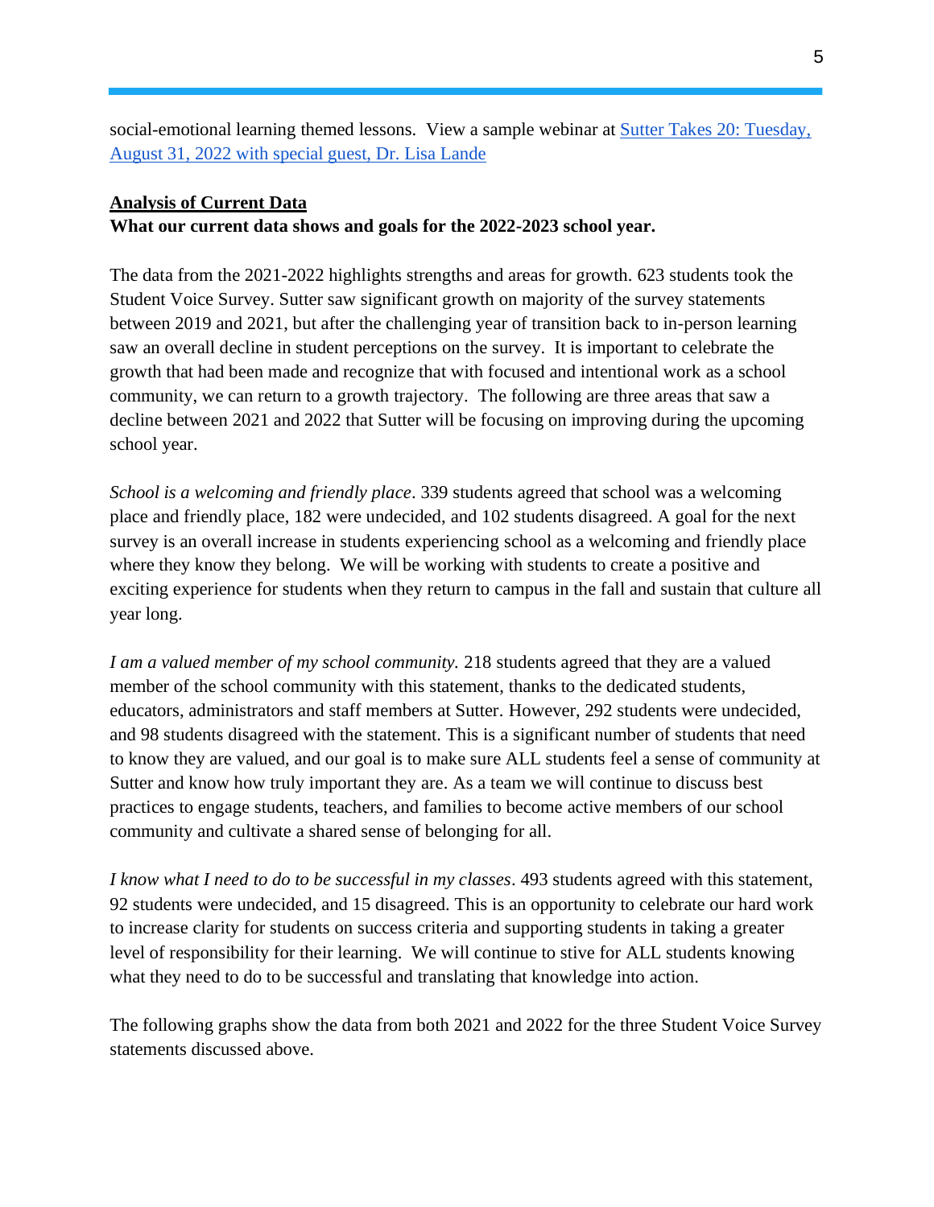social-emotional learning themed lessons. View a sample webinar at [Sutter Takes 20: Tuesday, August 31, 2022 with special guest, Dr. Lisa Lande]()

**Analysis of Current Data**

**What our current data shows and goals for the 2022-2023 school year.**

The data from the 2021-2022 highlights strengths and areas for growth. 623 students took the Student Voice Survey. Sutter saw significant growth on majority of the survey statements between 2019 and 2021, but after the challenging year of transition back to in-person learning saw an overall decline in student perceptions on the survey. It is important to celebrate the growth that had been made and recognize that with focused and intentional work as a school community, we can return to a growth trajectory. The following are three areas that saw a decline between 2021 and 2022 that Sutter will be focusing on improving during the upcoming school year.

*School is a welcoming and friendly place*. 339 students agreed that school was a welcoming place and friendly place, 182 were undecided, and 102 students disagreed. A goal for the next survey is an overall increase in students experiencing school as a welcoming and friendly place where they know they belong. We will be working with students to create a positive and exciting experience for students when they return to campus in the fall and sustain that culture all year long.

*I am a valued member of my school community.* 218 students agreed that they are a valued member of the school community with this statement, thanks to the dedicated students, educators, administrators and staff members at Sutter. However, 292 students were undecided, and 98 students disagreed with the statement. This is a significant number of students that need to know they are valued, and our goal is to make sure ALL students feel a sense of community at Sutter and know how truly important they are. As a team we will continue to discuss best practices to engage students, teachers, and families to become active members of our school community and cultivate a shared sense of belonging for all.

*I know what I need to do to be successful in my classes*. 493 students agreed with this statement, 92 students were undecided, and 15 disagreed. This is an opportunity to celebrate our hard work to increase clarity for students on success criteria and supporting students in taking a greater level of responsibility for their learning. We will continue to stive for ALL students knowing what they need to do to be successful and translating that knowledge into action.

The following graphs show the data from both 2021 and 2022 for the three Student Voice Survey statements discussed above.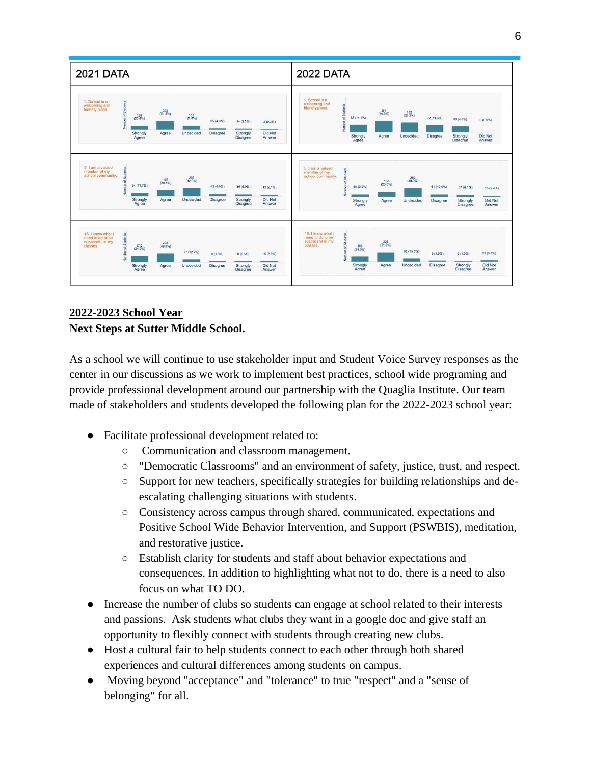| 2021 DATA | 2022 DATA |
| --- | --- |
| 1. School is a welcoming and friendly place.<br>Number of Students<br>128 (20.6%) Strongly Agree<br>322 (51.8%) Agree<br>133 (21.4%) Undecided<br>25 (4.0%) Disagree<br>14 (2.3%) Strongly Disagree<br>2 (0.3%) Did Not Answer | 1. School is a welcoming and friendly place.<br>Number of Students<br>88 (14.1%) Strongly Agree<br>251 (40.3%) Agree<br>182 (29.2%) Undecided<br>72 (11.6%) Disagree<br>30 (4.8%) Strongly Disagree<br>0 (0.0%) Did Not Answer |
| 5. I am a valued member of my school community.<br>Number of Students<br>84 (13.7%) Strongly Agree<br>187 (30.6%) Agree<br>262 (42.9%) Undecided<br>42 (6.9%) Disagree<br>36 (5.9%) Strongly Disagree<br>13 (2.1%) Did Not Answer | 5. I am a valued member of my school community.<br>Number of Students<br>60 (9.9%) Strongly Agree<br>158 (26.0%) Agree<br>292 (48.0%) Undecided<br>61 (10.0%) Disagree<br>37 (6.1%) Strongly Disagree<br>15 (2.4%) Did Not Answer |
| 18. I know what I need to do to be successful in my classes.<br>Number of Students<br>212 (34.9%) Strongly Agree<br>303 (49.8%) Agree<br>77 (12.7%) Undecided<br>8 (1.3%) Disagree<br>8 (1.3%) Strongly Disagree<br>18 (2.9%) Did Not Answer | 18. I know what I need to do to be successful in my classes.<br>Number of Students<br>168 (28.0%) Strongly Agree<br>325 (54.2%) Agree<br>92 (15.3%) Undecided<br>9 (1.5%) Disagree<br>6 (1.0%) Strongly Disagree<br>23 (3.7%) Did Not Answer |

## 2022-2023 School Year

**Next Steps at Sutter Middle School.**

As a school we will continue to use stakeholder input and Student Voice Survey responses as the center in our discussions as we work to implement best practices, school wide programing and provide professional development around our partnership with the Quaglia Institute. Our team made of stakeholders and students developed the following plan for the 2022-2023 school year:

- Facilitate professional development related to:
  - Communication and classroom management.
  - "Democratic Classrooms" and an environment of safety, justice, trust, and respect.
  - Support for new teachers, specifically strategies for building relationships and de-escalating challenging situations with students.
  - Consistency across campus through shared, communicated, expectations and Positive School Wide Behavior Intervention, and Support (PSWBIS), meditation, and restorative justice.
  - Establish clarity for students and staff about behavior expectations and consequences. In addition to highlighting what not to do, there is a need to also focus on what TO DO.
- Increase the number of clubs so students can engage at school related to their interests and passions. Ask students what clubs they want in a google doc and give staff an opportunity to flexibly connect with students through creating new clubs.
- Host a cultural fair to help students connect to each other through both shared experiences and cultural differences among students on campus.
- Moving beyond "acceptance" and "tolerance" to true "respect" and a "sense of belonging" for all.